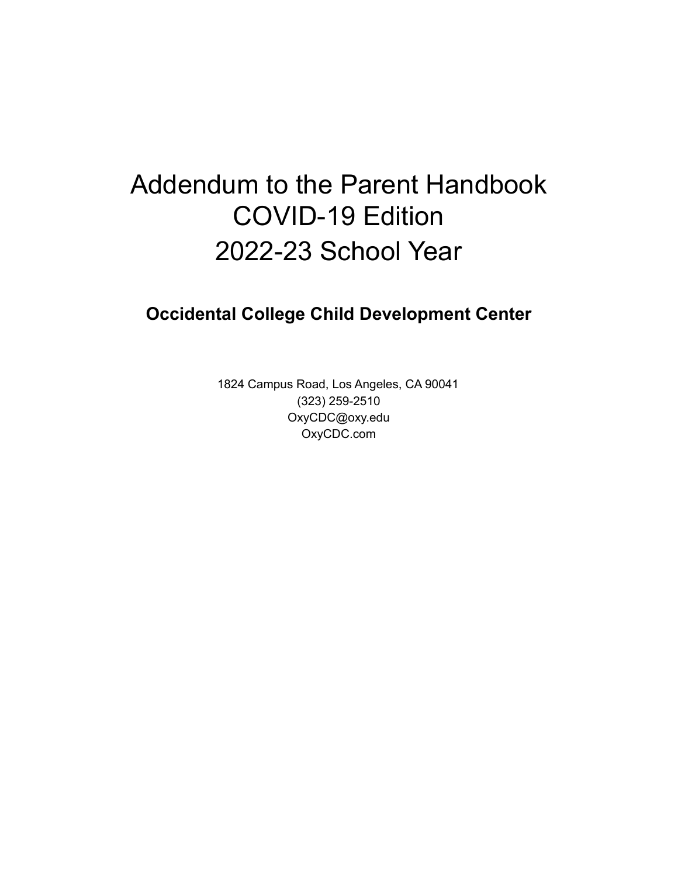# Addendum to the Parent Handbook
# COVID-19 Edition
# 2022-23 School Year

## Occidental College Child Development Center

1824 Campus Road, Los Angeles, CA 90041
(323) 259-2510
OxyCDC@oxy.edu
OxyCDC.com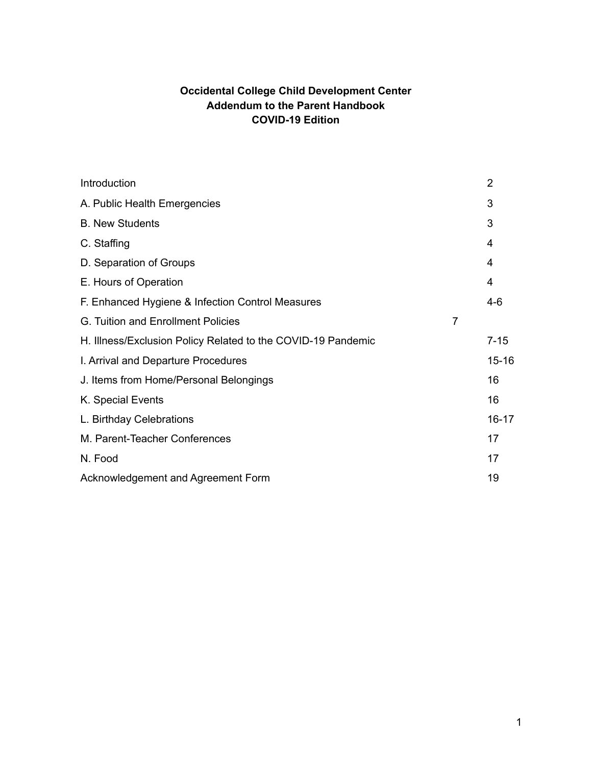**Occidental College Child Development Center**
**Addendum to the Parent Handbook**
**COVID-19 Edition**

| | |
|---|---|
| Introduction | 2 |
| A. Public Health Emergencies | 3 |
| B. New Students | 3 |
| C. Staffing | 4 |
| D. Separation of Groups | 4 |
| E. Hours of Operation | 4 |
| F. Enhanced Hygiene & Infection Control Measures | 4-6 |
| G. Tuition and Enrollment Policies | 7 |
| H. Illness/Exclusion Policy Related to the COVID-19 Pandemic | 7-15 |
| I. Arrival and Departure Procedures | 15-16 |
| J. Items from Home/Personal Belongings | 16 |
| K. Special Events | 16 |
| L. Birthday Celebrations | 16-17 |
| M. Parent-Teacher Conferences | 17 |
| N. Food | 17 |
| Acknowledgement and Agreement Form | 19 |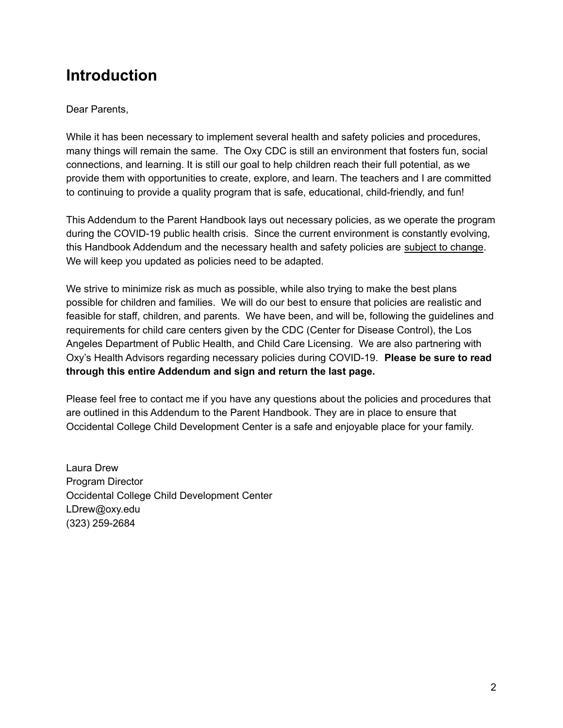# Introduction

Dear Parents,

While it has been necessary to implement several health and safety policies and procedures, many things will remain the same. The Oxy CDC is still an environment that fosters fun, social connections, and learning. It is still our goal to help children reach their full potential, as we provide them with opportunities to create, explore, and learn. The teachers and I are committed to continuing to provide a quality program that is safe, educational, child-friendly, and fun!

This Addendum to the Parent Handbook lays out necessary policies, as we operate the program during the COVID-19 public health crisis. Since the current environment is constantly evolving, this Handbook Addendum and the necessary health and safety policies are <u>subject to change</u>. We will keep you updated as policies need to be adapted.

We strive to minimize risk as much as possible, while also trying to make the best plans possible for children and families. We will do our best to ensure that policies are realistic and feasible for staff, children, and parents. We have been, and will be, following the guidelines and requirements for child care centers given by the CDC (Center for Disease Control), the Los Angeles Department of Public Health, and Child Care Licensing. We are also partnering with Oxy's Health Advisors regarding necessary policies during COVID-19. **Please be sure to read through this entire Addendum and sign and return the last page.**

Please feel free to contact me if you have any questions about the policies and procedures that are outlined in this Addendum to the Parent Handbook. They are in place to ensure that Occidental College Child Development Center is a safe and enjoyable place for your family.

Laura Drew
Program Director
Occidental College Child Development Center
LDrew@oxy.edu
(323) 259-2684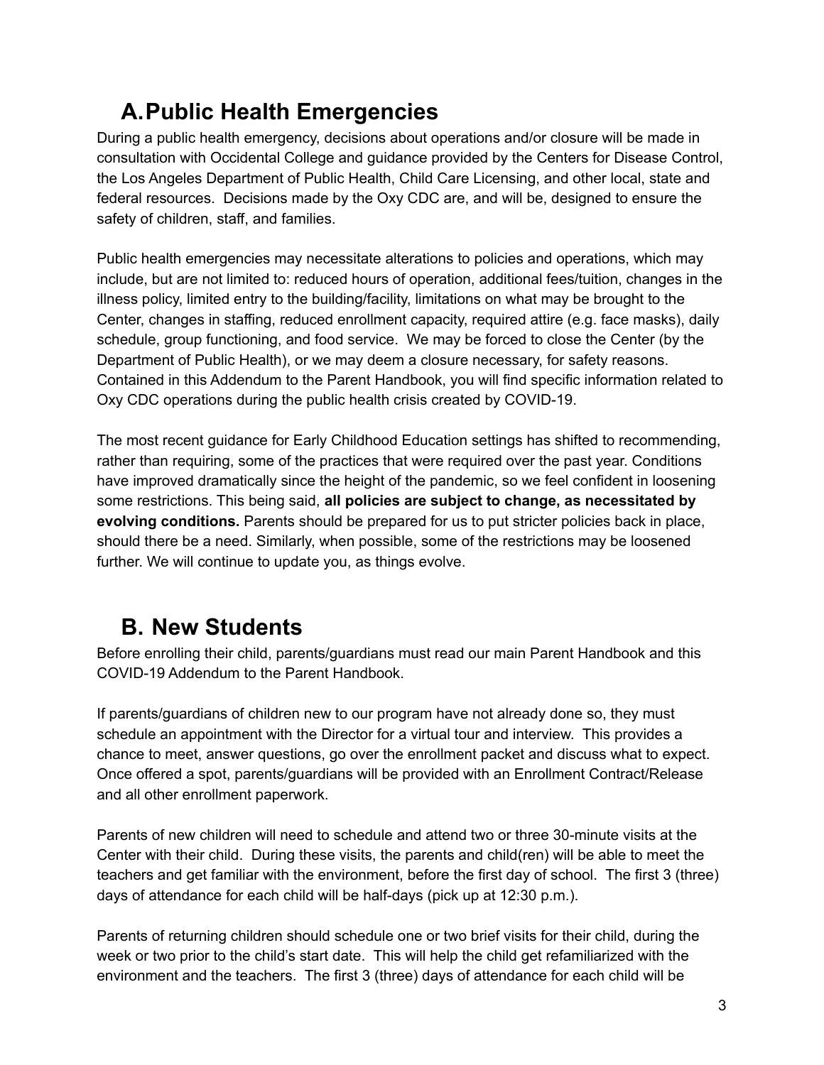## A. Public Health Emergencies

During a public health emergency, decisions about operations and/or closure will be made in consultation with Occidental College and guidance provided by the Centers for Disease Control, the Los Angeles Department of Public Health, Child Care Licensing, and other local, state and federal resources. Decisions made by the Oxy CDC are, and will be, designed to ensure the safety of children, staff, and families.

Public health emergencies may necessitate alterations to policies and operations, which may include, but are not limited to: reduced hours of operation, additional fees/tuition, changes in the illness policy, limited entry to the building/facility, limitations on what may be brought to the Center, changes in staffing, reduced enrollment capacity, required attire (e.g. face masks), daily schedule, group functioning, and food service. We may be forced to close the Center (by the Department of Public Health), or we may deem a closure necessary, for safety reasons. Contained in this Addendum to the Parent Handbook, you will find specific information related to Oxy CDC operations during the public health crisis created by COVID-19.

The most recent guidance for Early Childhood Education settings has shifted to recommending, rather than requiring, some of the practices that were required over the past year. Conditions have improved dramatically since the height of the pandemic, so we feel confident in loosening some restrictions. This being said, **all policies are subject to change, as necessitated by evolving conditions.** Parents should be prepared for us to put stricter policies back in place, should there be a need. Similarly, when possible, some of the restrictions may be loosened further. We will continue to update you, as things evolve.

## B. New Students

Before enrolling their child, parents/guardians must read our main Parent Handbook and this COVID-19 Addendum to the Parent Handbook.

If parents/guardians of children new to our program have not already done so, they must schedule an appointment with the Director for a virtual tour and interview. This provides a chance to meet, answer questions, go over the enrollment packet and discuss what to expect. Once offered a spot, parents/guardians will be provided with an Enrollment Contract/Release and all other enrollment paperwork.

Parents of new children will need to schedule and attend two or three 30-minute visits at the Center with their child. During these visits, the parents and child(ren) will be able to meet the teachers and get familiar with the environment, before the first day of school. The first 3 (three) days of attendance for each child will be half-days (pick up at 12:30 p.m.).

Parents of returning children should schedule one or two brief visits for their child, during the week or two prior to the child's start date. This will help the child get refamiliarized with the environment and the teachers. The first 3 (three) days of attendance for each child will be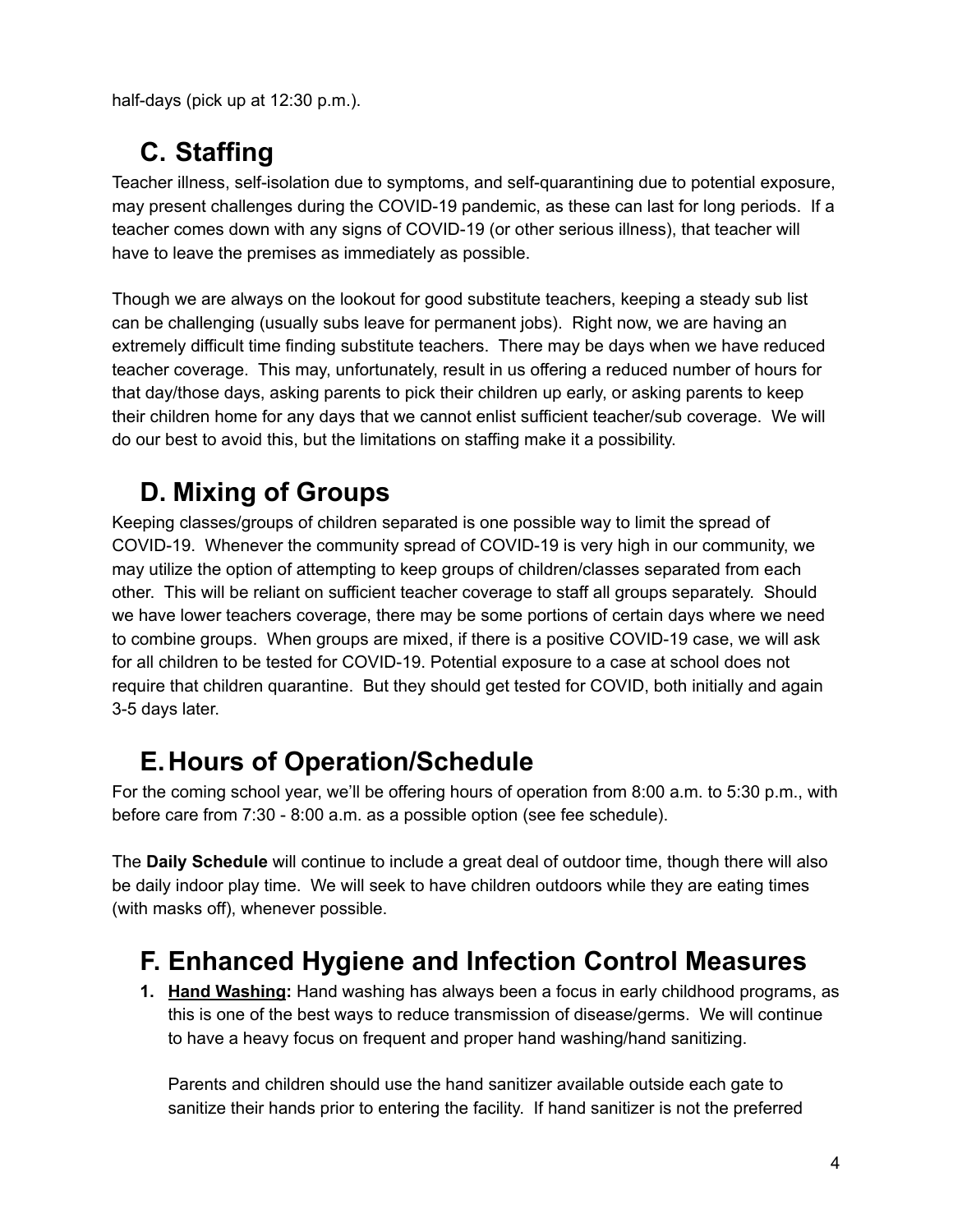half-days (pick up at 12:30 p.m.).

## C. Staffing

Teacher illness, self-isolation due to symptoms, and self-quarantining due to potential exposure, may present challenges during the COVID-19 pandemic, as these can last for long periods. If a teacher comes down with any signs of COVID-19 (or other serious illness), that teacher will have to leave the premises as immediately as possible.

Though we are always on the lookout for good substitute teachers, keeping a steady sub list can be challenging (usually subs leave for permanent jobs). Right now, we are having an extremely difficult time finding substitute teachers. There may be days when we have reduced teacher coverage. This may, unfortunately, result in us offering a reduced number of hours for that day/those days, asking parents to pick their children up early, or asking parents to keep their children home for any days that we cannot enlist sufficient teacher/sub coverage. We will do our best to avoid this, but the limitations on staffing make it a possibility.

## D. Mixing of Groups

Keeping classes/groups of children separated is one possible way to limit the spread of COVID-19. Whenever the community spread of COVID-19 is very high in our community, we may utilize the option of attempting to keep groups of children/classes separated from each other. This will be reliant on sufficient teacher coverage to staff all groups separately. Should we have lower teachers coverage, there may be some portions of certain days where we need to combine groups. When groups are mixed, if there is a positive COVID-19 case, we will ask for all children to be tested for COVID-19. Potential exposure to a case at school does not require that children quarantine. But they should get tested for COVID, both initially and again 3-5 days later.

## E. Hours of Operation/Schedule

For the coming school year, we'll be offering hours of operation from 8:00 a.m. to 5:30 p.m., with before care from 7:30 - 8:00 a.m. as a possible option (see fee schedule).

The **Daily Schedule** will continue to include a great deal of outdoor time, though there will also be daily indoor play time. We will seek to have children outdoors while they are eating times (with masks off), whenever possible.

## F. Enhanced Hygiene and Infection Control Measures

1. **Hand Washing:** Hand washing has always been a focus in early childhood programs, as this is one of the best ways to reduce transmission of disease/germs. We will continue to have a heavy focus on frequent and proper hand washing/hand sanitizing.

   Parents and children should use the hand sanitizer available outside each gate to sanitize their hands prior to entering the facility. If hand sanitizer is not the preferred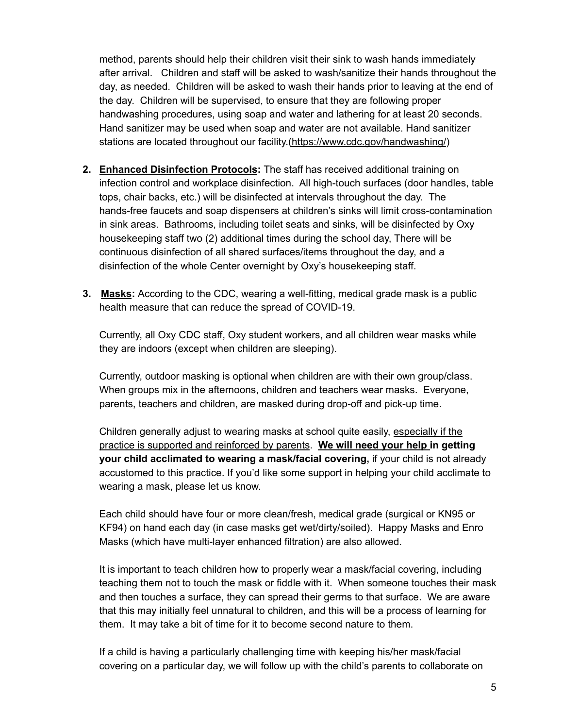method, parents should help their children visit their sink to wash hands immediately after arrival. Children and staff will be asked to wash/sanitize their hands throughout the day, as needed. Children will be asked to wash their hands prior to leaving at the end of the day. Children will be supervised, to ensure that they are following proper handwashing procedures, using soap and water and lathering for at least 20 seconds. Hand sanitizer may be used when soap and water are not available. Hand sanitizer stations are located throughout our facility.(https://www.cdc.gov/handwashing/)

2. **Enhanced Disinfection Protocols:** The staff has received additional training on infection control and workplace disinfection. All high-touch surfaces (door handles, table tops, chair backs, etc.) will be disinfected at intervals throughout the day. The hands-free faucets and soap dispensers at children's sinks will limit cross-contamination in sink areas. Bathrooms, including toilet seats and sinks, will be disinfected by Oxy housekeeping staff two (2) additional times during the school day, There will be continuous disinfection of all shared surfaces/items throughout the day, and a disinfection of the whole Center overnight by Oxy's housekeeping staff.

3. **Masks:** According to the CDC, wearing a well-fitting, medical grade mask is a public health measure that can reduce the spread of COVID-19.

   Currently, all Oxy CDC staff, Oxy student workers, and all children wear masks while they are indoors (except when children are sleeping).

   Currently, outdoor masking is optional when children are with their own group/class. When groups mix in the afternoons, children and teachers wear masks. Everyone, parents, teachers and children, are masked during drop-off and pick-up time.

   Children generally adjust to wearing masks at school quite easily, especially if the practice is supported and reinforced by parents. **We will need your help in getting your child acclimated to wearing a mask/facial covering,** if your child is not already accustomed to this practice. If you'd like some support in helping your child acclimate to wearing a mask, please let us know.

   Each child should have four or more clean/fresh, medical grade (surgical or KN95 or KF94) on hand each day (in case masks get wet/dirty/soiled). Happy Masks and Enro Masks (which have multi-layer enhanced filtration) are also allowed.

   It is important to teach children how to properly wear a mask/facial covering, including teaching them not to touch the mask or fiddle with it. When someone touches their mask and then touches a surface, they can spread their germs to that surface. We are aware that this may initially feel unnatural to children, and this will be a process of learning for them. It may take a bit of time for it to become second nature to them.

   If a child is having a particularly challenging time with keeping his/her mask/facial covering on a particular day, we will follow up with the child's parents to collaborate on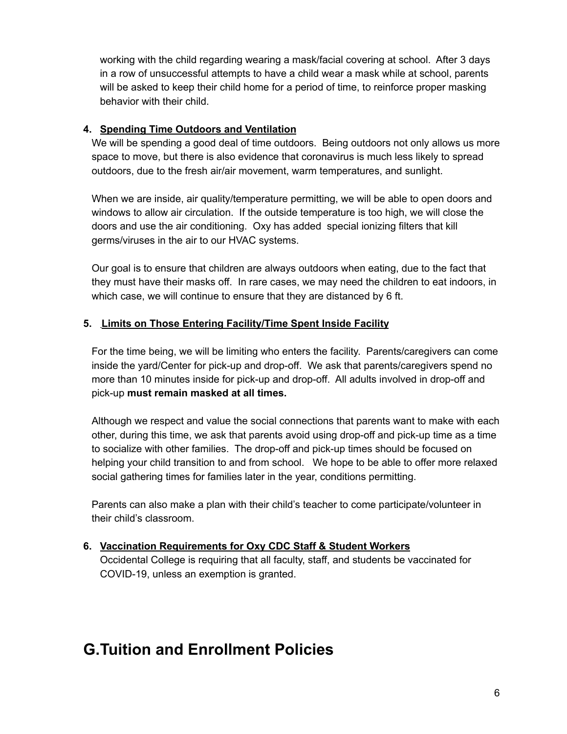working with the child regarding wearing a mask/facial covering at school. After 3 days in a row of unsuccessful attempts to have a child wear a mask while at school, parents will be asked to keep their child home for a period of time, to reinforce proper masking behavior with their child.

4. **Spending Time Outdoors and Ventilation**

We will be spending a good deal of time outdoors. Being outdoors not only allows us more space to move, but there is also evidence that coronavirus is much less likely to spread outdoors, due to the fresh air/air movement, warm temperatures, and sunlight.

When we are inside, air quality/temperature permitting, we will be able to open doors and windows to allow air circulation. If the outside temperature is too high, we will close the doors and use the air conditioning. Oxy has added special ionizing filters that kill germs/viruses in the air to our HVAC systems.

Our goal is to ensure that children are always outdoors when eating, due to the fact that they must have their masks off. In rare cases, we may need the children to eat indoors, in which case, we will continue to ensure that they are distanced by 6 ft.

5. **Limits on Those Entering Facility/Time Spent Inside Facility**

For the time being, we will be limiting who enters the facility. Parents/caregivers can come inside the yard/Center for pick-up and drop-off. We ask that parents/caregivers spend no more than 10 minutes inside for pick-up and drop-off. All adults involved in drop-off and pick-up **must remain masked at all times.**

Although we respect and value the social connections that parents want to make with each other, during this time, we ask that parents avoid using drop-off and pick-up time as a time to socialize with other families. The drop-off and pick-up times should be focused on helping your child transition to and from school. We hope to be able to offer more relaxed social gathering times for families later in the year, conditions permitting.

Parents can also make a plan with their child's teacher to come participate/volunteer in their child's classroom.

6. **Vaccination Requirements for Oxy CDC Staff & Student Workers**

Occidental College is requiring that all faculty, staff, and students be vaccinated for COVID-19, unless an exemption is granted.

# G.Tuition and Enrollment Policies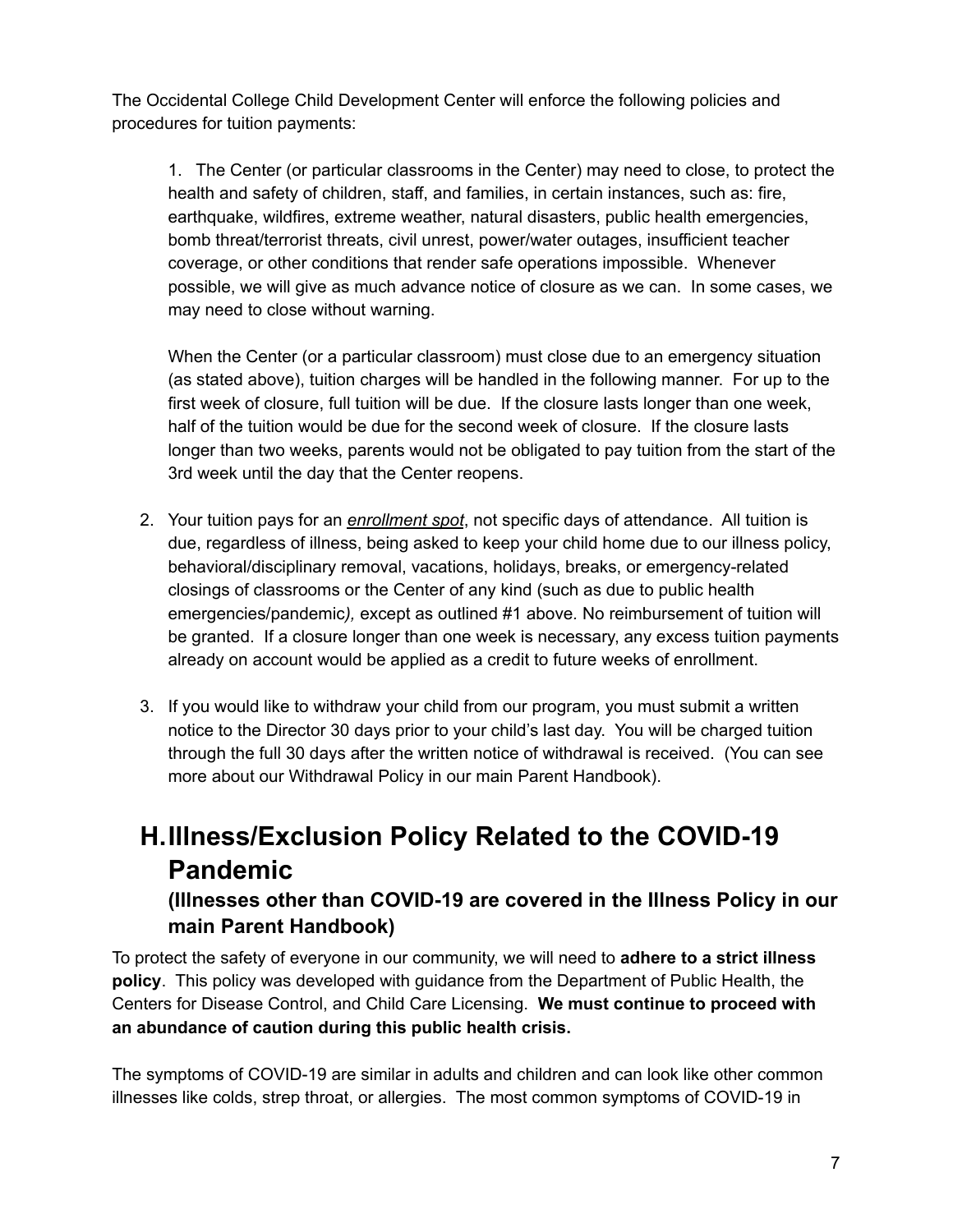The Occidental College Child Development Center will enforce the following policies and procedures for tuition payments:

1. The Center (or particular classrooms in the Center) may need to close, to protect the health and safety of children, staff, and families, in certain instances, such as: fire, earthquake, wildfires, extreme weather, natural disasters, public health emergencies, bomb threat/terrorist threats, civil unrest, power/water outages, insufficient teacher coverage, or other conditions that render safe operations impossible. Whenever possible, we will give as much advance notice of closure as we can. In some cases, we may need to close without warning.

   When the Center (or a particular classroom) must close due to an emergency situation (as stated above), tuition charges will be handled in the following manner. For up to the first week of closure, full tuition will be due. If the closure lasts longer than one week, half of the tuition would be due for the second week of closure. If the closure lasts longer than two weeks, parents would not be obligated to pay tuition from the start of the 3rd week until the day that the Center reopens.

2. Your tuition pays for an ***enrollment spot***, not specific days of attendance. All tuition is due, regardless of illness, being asked to keep your child home due to our illness policy, behavioral/disciplinary removal, vacations, holidays, breaks, or emergency-related closings of classrooms or the Center of any kind (such as due to public health emergencies/pandemic*),* except as outlined #1 above*.* No reimbursement of tuition will be granted. If a closure longer than one week is necessary, any excess tuition payments already on account would be applied as a credit to future weeks of enrollment.

3. If you would like to withdraw your child from our program, you must submit a written notice to the Director 30 days prior to your child's last day. You will be charged tuition through the full 30 days after the written notice of withdrawal is received. (You can see more about our Withdrawal Policy in our main Parent Handbook).

## H. Illness/Exclusion Policy Related to the COVID-19 Pandemic

### (Illnesses other than COVID-19 are covered in the Illness Policy in our main Parent Handbook)

To protect the safety of everyone in our community, we will need to **adhere to a strict illness policy**. This policy was developed with guidance from the Department of Public Health, the Centers for Disease Control, and Child Care Licensing. **We must continue to proceed with an abundance of caution during this public health crisis.**

The symptoms of COVID-19 are similar in adults and children and can look like other common illnesses like colds, strep throat, or allergies. The most common symptoms of COVID-19 in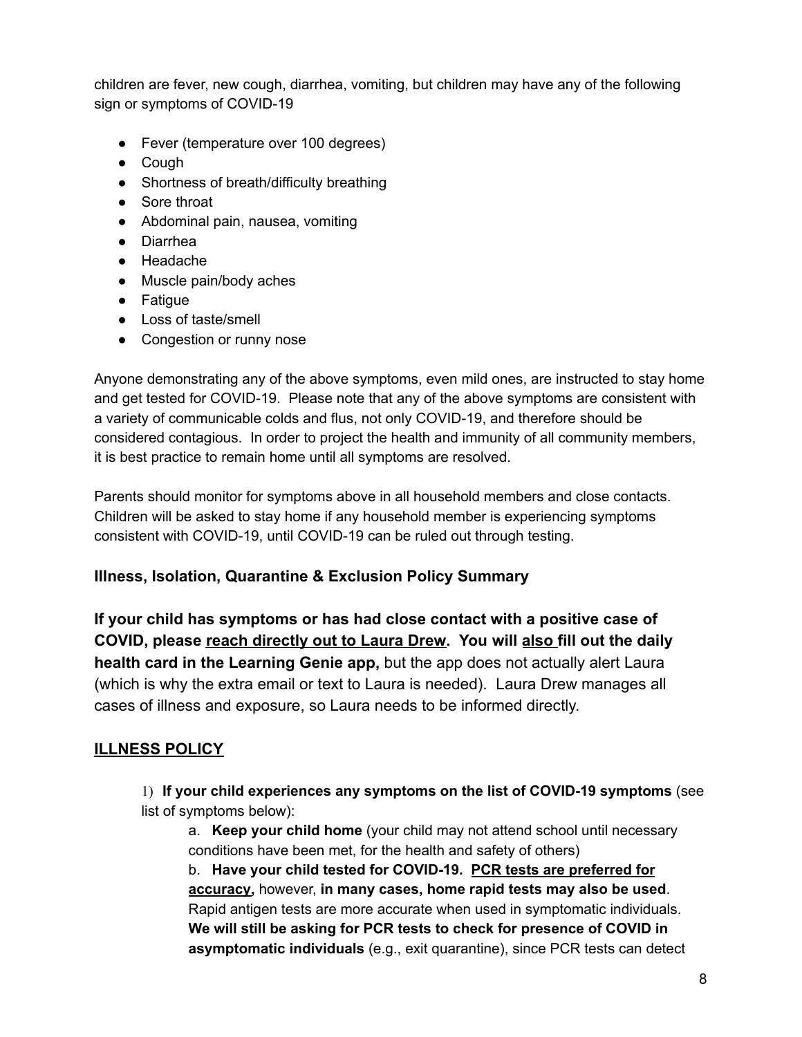children are fever, new cough, diarrhea, vomiting, but children may have any of the following sign or symptoms of COVID-19

- Fever (temperature over 100 degrees)
- Cough
- Shortness of breath/difficulty breathing
- Sore throat
- Abdominal pain, nausea, vomiting
- Diarrhea
- Headache
- Muscle pain/body aches
- Fatigue
- Loss of taste/smell
- Congestion or runny nose

Anyone demonstrating any of the above symptoms, even mild ones, are instructed to stay home and get tested for COVID-19. Please note that any of the above symptoms are consistent with a variety of communicable colds and flus, not only COVID-19, and therefore should be considered contagious. In order to project the health and immunity of all community members, it is best practice to remain home until all symptoms are resolved.

Parents should monitor for symptoms above in all household members and close contacts. Children will be asked to stay home if any household member is experiencing symptoms consistent with COVID-19, until COVID-19 can be ruled out through testing.

### Illness, Isolation, Quarantine & Exclusion Policy Summary

**If your child has symptoms or has had close contact with a positive case of COVID, please reach directly out to Laura Drew. You will also fill out the daily health card in the Learning Genie app,** but the app does not actually alert Laura (which is why the extra email or text to Laura is needed). Laura Drew manages all cases of illness and exposure, so Laura needs to be informed directly.

## ILLNESS POLICY

1) **If your child experiences any symptoms on the list of COVID-19 symptoms** (see list of symptoms below):

a. **Keep your child home** (your child may not attend school until necessary conditions have been met, for the health and safety of others)

b. **Have your child tested for COVID-19. PCR tests are preferred for accuracy,** however, **in many cases, home rapid tests may also be used**. Rapid antigen tests are more accurate when used in symptomatic individuals. **We will still be asking for PCR tests to check for presence of COVID in asymptomatic individuals** (e.g., exit quarantine), since PCR tests can detect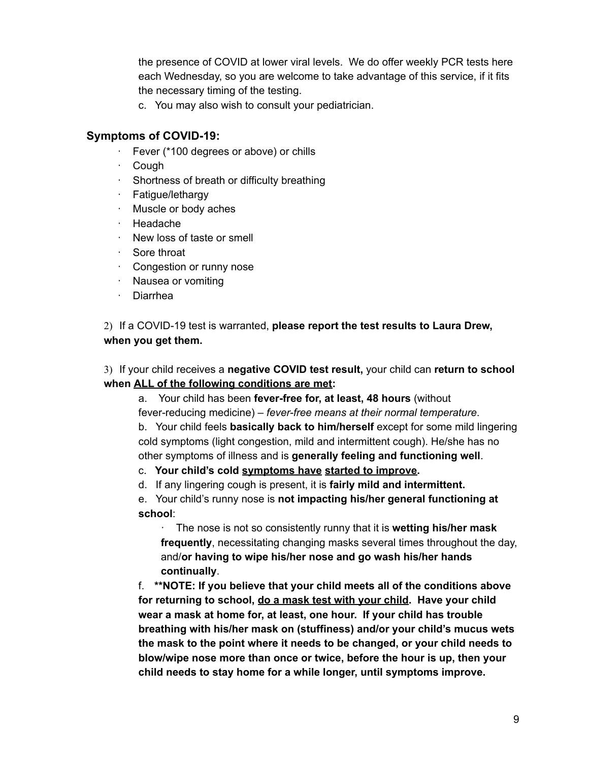the presence of COVID at lower viral levels. We do offer weekly PCR tests here each Wednesday, so you are welcome to take advantage of this service, if it fits the necessary timing of the testing.

c. You may also wish to consult your pediatrician.

## Symptoms of COVID-19:

- Fever (*100 degrees or above) or chills
- Cough
- Shortness of breath or difficulty breathing
- Fatigue/lethargy
- Muscle or body aches
- Headache
- New loss of taste or smell
- Sore throat
- Congestion or runny nose
- Nausea or vomiting
- Diarrhea

2) If a COVID-19 test is warranted, **please report the test results to Laura Drew, when you get them.**

3) If your child receives a **negative COVID test result,** your child can **return to school when <u>ALL of the following conditions are met</u>:**

a. Your child has been **fever-free for, at least, 48 hours** (without fever-reducing medicine) – *fever-free means at their normal temperature*.

b. Your child feels **basically back to him/herself** except for some mild lingering cold symptoms (light congestion, mild and intermittent cough). He/she has no other symptoms of illness and is **generally feeling and functioning well**.

c. **Your child's cold <u>symptoms have</u> <u>started to improve</u>.**

d. If any lingering cough is present, it is **fairly mild and intermittent.**

e. Your child's runny nose is **not impacting his/her general functioning at school**:

- The nose is not so consistently runny that it is **wetting his/her mask frequently**, necessitating changing masks several times throughout the day, and/**or having to wipe his/her nose and go wash his/her hands continually**.

f. **\*\*NOTE: If you believe that your child meets all of the conditions above for returning to school, <u>do a mask test with your child</u>. Have your child wear a mask at home for, at least, one hour. If your child has trouble breathing with his/her mask on (stuffiness) and/or your child's mucus wets the mask to the point where it needs to be changed, or your child needs to blow/wipe nose more than once or twice, before the hour is up, then your child needs to stay home for a while longer, until symptoms improve.**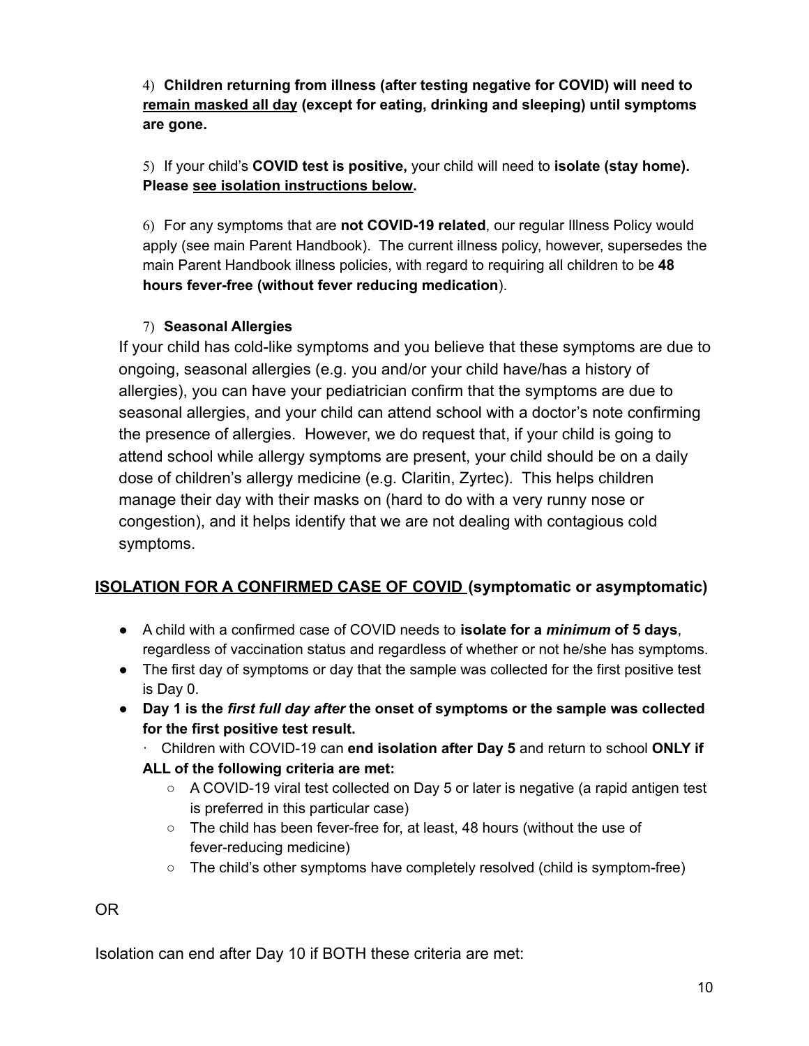4) **Children returning from illness (after testing negative for COVID) will need to <u>remain masked all day</u> (except for eating, drinking and sleeping) until symptoms are gone.**

5) If your child's **COVID test is positive,** your child will need to **isolate (stay home). Please <u>see isolation instructions below</u>.**

6) For any symptoms that are **not COVID-19 related**, our regular Illness Policy would apply (see main Parent Handbook). The current illness policy, however, supersedes the main Parent Handbook illness policies, with regard to requiring all children to be **48 hours fever-free (without fever reducing medication**).

7) **Seasonal Allergies**

If your child has cold-like symptoms and you believe that these symptoms are due to ongoing, seasonal allergies (e.g. you and/or your child have/has a history of allergies), you can have your pediatrician confirm that the symptoms are due to seasonal allergies, and your child can attend school with a doctor's note confirming the presence of allergies. However, we do request that, if your child is going to attend school while allergy symptoms are present, your child should be on a daily dose of children's allergy medicine (e.g. Claritin, Zyrtec). This helps children manage their day with their masks on (hard to do with a very runny nose or congestion), and it helps identify that we are not dealing with contagious cold symptoms.

## <u>ISOLATION FOR A CONFIRMED CASE OF COVID</u> (symptomatic or asymptomatic)

- A child with a confirmed case of COVID needs to **isolate for a *minimum* of 5 days**, regardless of vaccination status and regardless of whether or not he/she has symptoms.
- The first day of symptoms or day that the sample was collected for the first positive test is Day 0.
- **Day 1 is the *first full day after* the onset of symptoms or the sample was collected for the first positive test result.**

  · Children with COVID-19 can **end isolation after Day 5** and return to school **ONLY if ALL of the following criteria are met:**
    - A COVID-19 viral test collected on Day 5 or later is negative (a rapid antigen test is preferred in this particular case)
    - The child has been fever-free for, at least, 48 hours (without the use of fever-reducing medicine)
    - The child's other symptoms have completely resolved (child is symptom-free)

OR

Isolation can end after Day 10 if BOTH these criteria are met: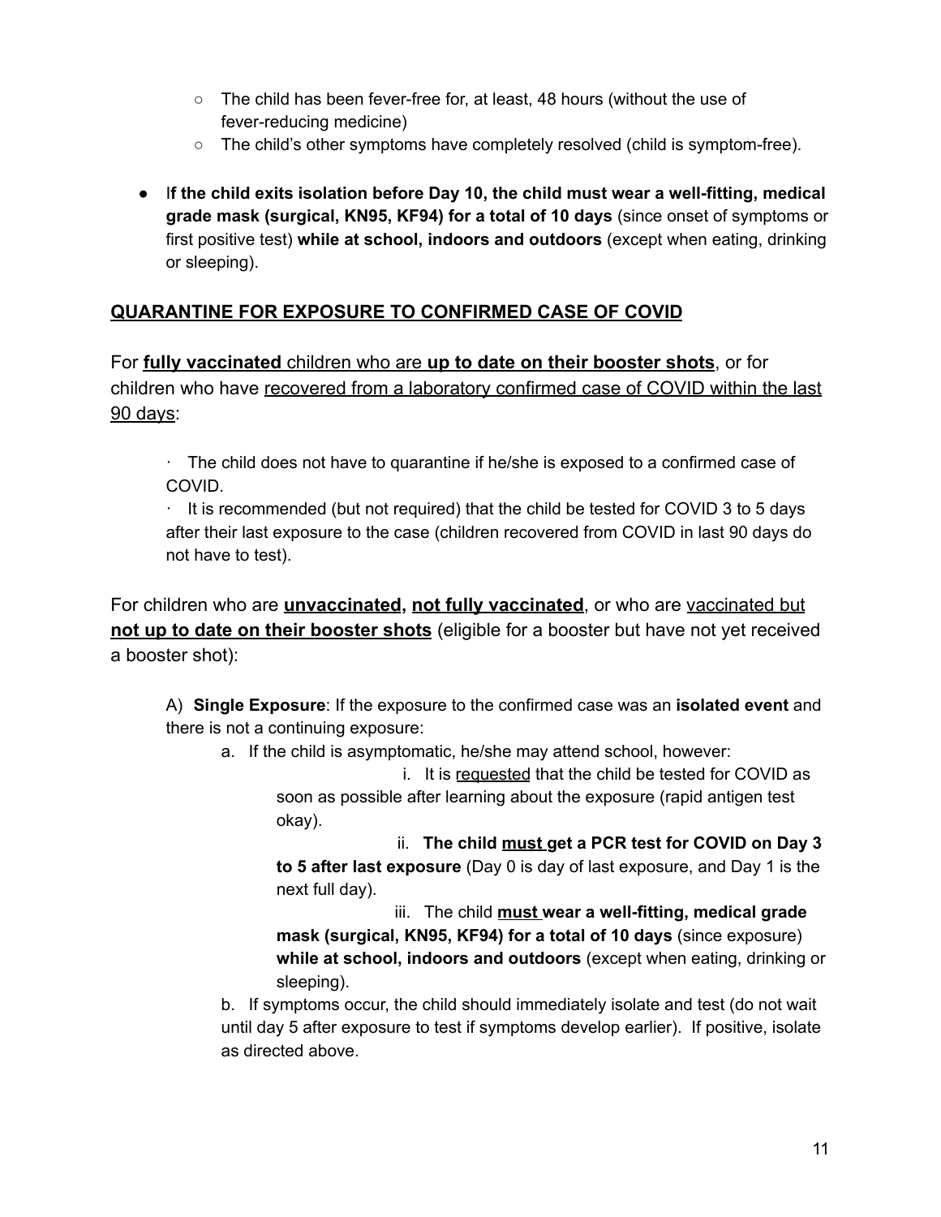- The child has been fever-free for, at least, 48 hours (without the use of fever-reducing medicine)
- The child's other symptoms have completely resolved (child is symptom-free).

- **If the child exits isolation before Day 10, the child must wear a well-fitting, medical grade mask (surgical, KN95, KF94) for a total of 10 days** (since onset of symptoms or first positive test) **while at school, indoors and outdoors** (except when eating, drinking or sleeping).

## QUARANTINE FOR EXPOSURE TO CONFIRMED CASE OF COVID

For **fully vaccinated** children who are **up to date on their booster shots**, or for children who have recovered from a laboratory confirmed case of COVID within the last 90 days:

- The child does not have to quarantine if he/she is exposed to a confirmed case of COVID.
- It is recommended (but not required) that the child be tested for COVID 3 to 5 days after their last exposure to the case (children recovered from COVID in last 90 days do not have to test).

For children who are **unvaccinated, not fully vaccinated**, or who are vaccinated but **not up to date on their booster shots** (eligible for a booster but have not yet received a booster shot):

A) **Single Exposure**: If the exposure to the confirmed case was an **isolated event** and there is not a continuing exposure:

a. If the child is asymptomatic, he/she may attend school, however:

i. It is requested that the child be tested for COVID as soon as possible after learning about the exposure (rapid antigen test okay).

ii. **The child must get a PCR test for COVID on Day 3 to 5 after last exposure** (Day 0 is day of last exposure, and Day 1 is the next full day).

iii. The child **must wear a well-fitting, medical grade mask (surgical, KN95, KF94) for a total of 10 days** (since exposure) **while at school, indoors and outdoors** (except when eating, drinking or sleeping).

b. If symptoms occur, the child should immediately isolate and test (do not wait until day 5 after exposure to test if symptoms develop earlier). If positive, isolate as directed above.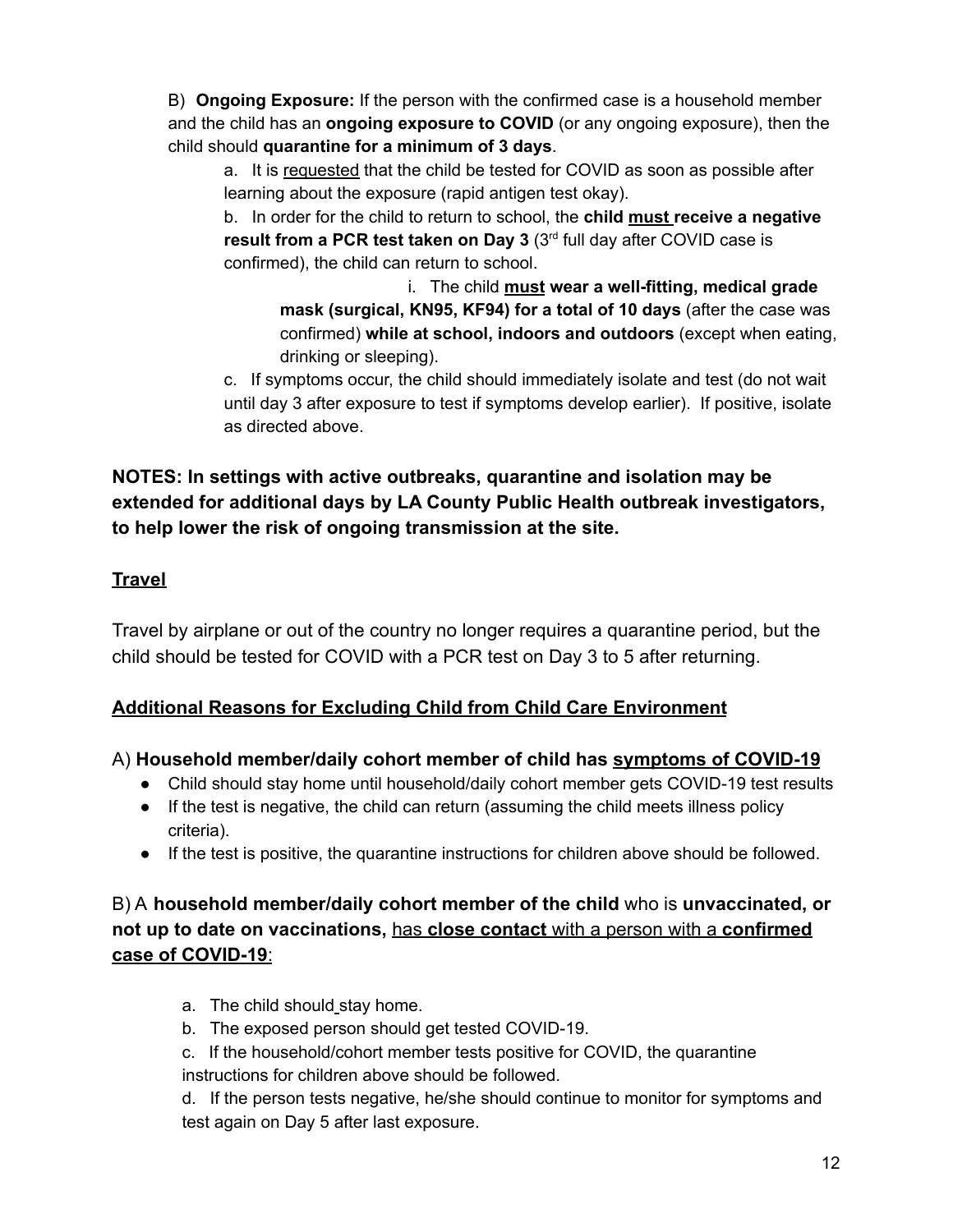B) **Ongoing Exposure:** If the person with the confirmed case is a household member and the child has an **ongoing exposure to COVID** (or any ongoing exposure), then the child should **quarantine for a minimum of 3 days**.

a. It is requested that the child be tested for COVID as soon as possible after learning about the exposure (rapid antigen test okay).

b. In order for the child to return to school, the **child must receive a negative result from a PCR test taken on Day 3** (3rd full day after COVID case is confirmed), the child can return to school.

i. The child **must wear a well-fitting, medical grade mask (surgical, KN95, KF94) for a total of 10 days** (after the case was confirmed) **while at school, indoors and outdoors** (except when eating, drinking or sleeping).

c. If symptoms occur, the child should immediately isolate and test (do not wait until day 3 after exposure to test if symptoms develop earlier). If positive, isolate as directed above.

**NOTES: In settings with active outbreaks, quarantine and isolation may be extended for additional days by LA County Public Health outbreak investigators, to help lower the risk of ongoing transmission at the site.**

## Travel

Travel by airplane or out of the country no longer requires a quarantine period, but the child should be tested for COVID with a PCR test on Day 3 to 5 after returning.

## Additional Reasons for Excluding Child from Child Care Environment

### A) **Household member/daily cohort member of child has symptoms of COVID-19**

- Child should stay home until household/daily cohort member gets COVID-19 test results
- If the test is negative, the child can return (assuming the child meets illness policy criteria).
- If the test is positive, the quarantine instructions for children above should be followed.

### B) A **household member/daily cohort member of the child** who is **unvaccinated, or not up to date on vaccinations,** has **close contact** with a person with a **confirmed case of COVID-19**:

a. The child should stay home.

b. The exposed person should get tested COVID-19.

c. If the household/cohort member tests positive for COVID, the quarantine instructions for children above should be followed.

d. If the person tests negative, he/she should continue to monitor for symptoms and test again on Day 5 after last exposure.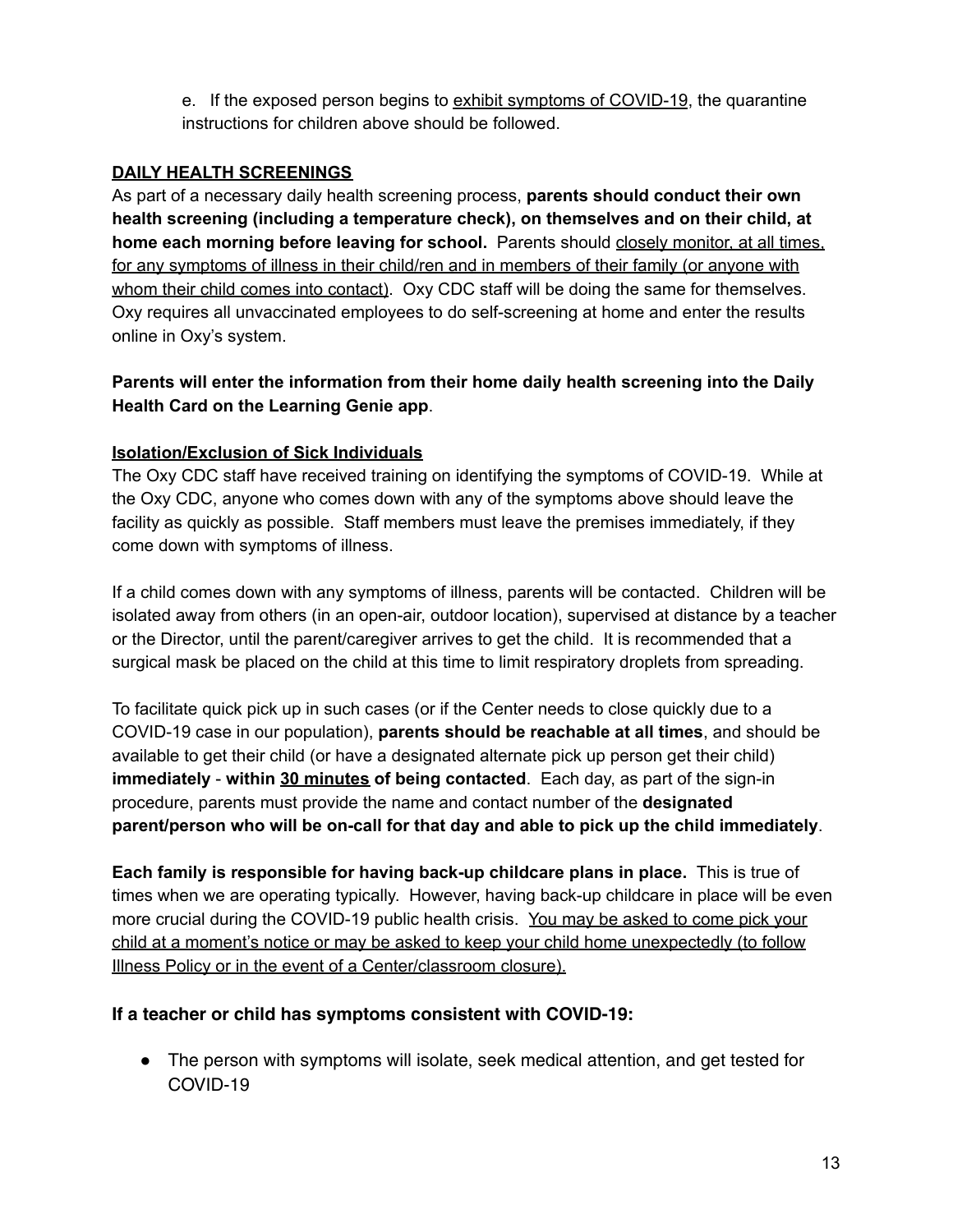e. If the exposed person begins to exhibit symptoms of COVID-19, the quarantine instructions for children above should be followed.

## DAILY HEALTH SCREENINGS

As part of a necessary daily health screening process, **parents should conduct their own health screening (including a temperature check), on themselves and on their child, at home each morning before leaving for school.** Parents should closely monitor, at all times, for any symptoms of illness in their child/ren and in members of their family (or anyone with whom their child comes into contact). Oxy CDC staff will be doing the same for themselves. Oxy requires all unvaccinated employees to do self-screening at home and enter the results online in Oxy's system.

**Parents will enter the information from their home daily health screening into the Daily Health Card on the Learning Genie app**.

### Isolation/Exclusion of Sick Individuals

The Oxy CDC staff have received training on identifying the symptoms of COVID-19. While at the Oxy CDC, anyone who comes down with any of the symptoms above should leave the facility as quickly as possible. Staff members must leave the premises immediately, if they come down with symptoms of illness.

If a child comes down with any symptoms of illness, parents will be contacted. Children will be isolated away from others (in an open-air, outdoor location), supervised at distance by a teacher or the Director, until the parent/caregiver arrives to get the child. It is recommended that a surgical mask be placed on the child at this time to limit respiratory droplets from spreading.

To facilitate quick pick up in such cases (or if the Center needs to close quickly due to a COVID-19 case in our population), **parents should be reachable at all times**, and should be available to get their child (or have a designated alternate pick up person get their child) **immediately** - **within 30 minutes of being contacted**. Each day, as part of the sign-in procedure, parents must provide the name and contact number of the **designated parent/person who will be on-call for that day and able to pick up the child immediately**.

**Each family is responsible for having back-up childcare plans in place.** This is true of times when we are operating typically. However, having back-up childcare in place will be even more crucial during the COVID-19 public health crisis. You may be asked to come pick your child at a moment's notice or may be asked to keep your child home unexpectedly (to follow Illness Policy or in the event of a Center/classroom closure).

### If a teacher or child has symptoms consistent with COVID-19:

- The person with symptoms will isolate, seek medical attention, and get tested for COVID-19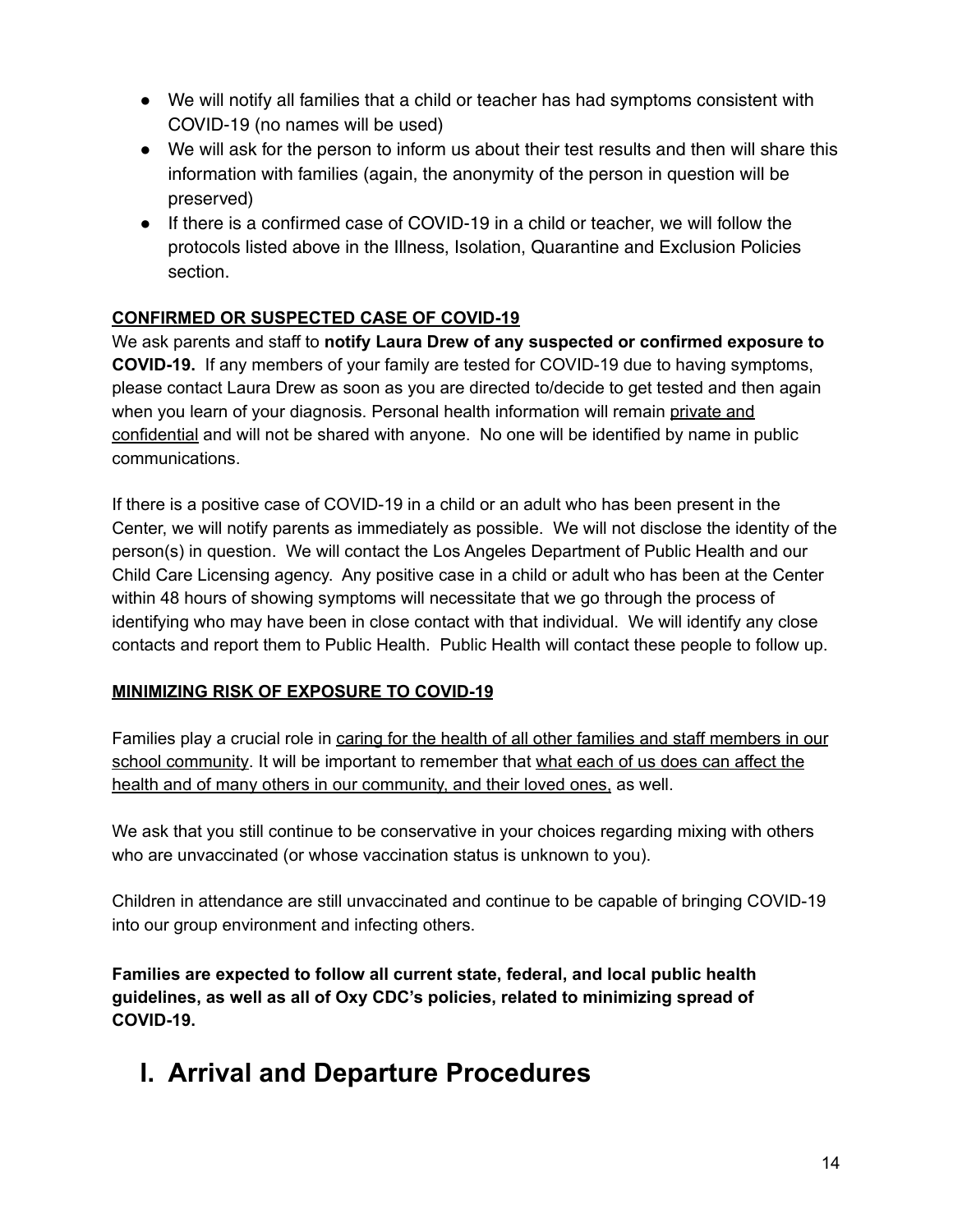- We will notify all families that a child or teacher has had symptoms consistent with COVID-19 (no names will be used)
- We will ask for the person to inform us about their test results and then will share this information with families (again, the anonymity of the person in question will be preserved)
- If there is a confirmed case of COVID-19 in a child or teacher, we will follow the protocols listed above in the Illness, Isolation, Quarantine and Exclusion Policies section.

**CONFIRMED OR SUSPECTED CASE OF COVID-19**

We ask parents and staff to **notify Laura Drew of any suspected or confirmed exposure to COVID-19.** If any members of your family are tested for COVID-19 due to having symptoms, please contact Laura Drew as soon as you are directed to/decide to get tested and then again when you learn of your diagnosis. Personal health information will remain private and confidential and will not be shared with anyone. No one will be identified by name in public communications.

If there is a positive case of COVID-19 in a child or an adult who has been present in the Center, we will notify parents as immediately as possible. We will not disclose the identity of the person(s) in question. We will contact the Los Angeles Department of Public Health and our Child Care Licensing agency. Any positive case in a child or adult who has been at the Center within 48 hours of showing symptoms will necessitate that we go through the process of identifying who may have been in close contact with that individual. We will identify any close contacts and report them to Public Health. Public Health will contact these people to follow up.

**MINIMIZING RISK OF EXPOSURE TO COVID-19**

Families play a crucial role in caring for the health of all other families and staff members in our school community. It will be important to remember that what each of us does can affect the health and of many others in our community, and their loved ones, as well.

We ask that you still continue to be conservative in your choices regarding mixing with others who are unvaccinated (or whose vaccination status is unknown to you).

Children in attendance are still unvaccinated and continue to be capable of bringing COVID-19 into our group environment and infecting others.

**Families are expected to follow all current state, federal, and local public health guidelines, as well as all of Oxy CDC's policies, related to minimizing spread of COVID-19.**

# I. Arrival and Departure Procedures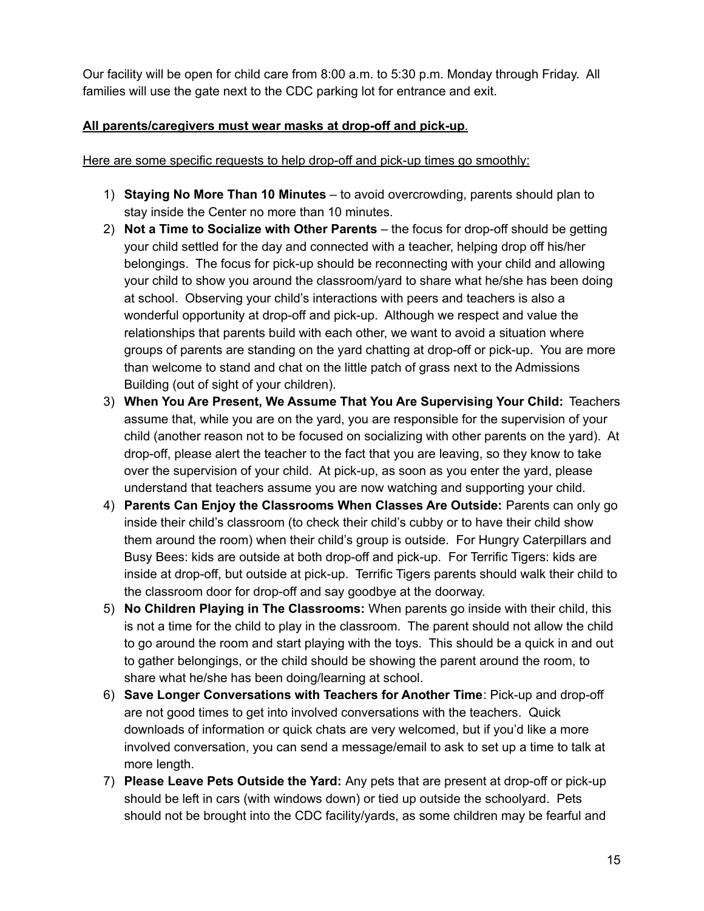Our facility will be open for child care from 8:00 a.m. to 5:30 p.m. Monday through Friday. All families will use the gate next to the CDC parking lot for entrance and exit.

<u>**All parents/caregivers must wear masks at drop-off and pick-up**</u>.

<u>Here are some specific requests to help drop-off and pick-up times go smoothly:</u>

1) **Staying No More Than 10 Minutes** – to avoid overcrowding, parents should plan to stay inside the Center no more than 10 minutes.
2) **Not a Time to Socialize with Other Parents** – the focus for drop-off should be getting your child settled for the day and connected with a teacher, helping drop off his/her belongings. The focus for pick-up should be reconnecting with your child and allowing your child to show you around the classroom/yard to share what he/she has been doing at school. Observing your child's interactions with peers and teachers is also a wonderful opportunity at drop-off and pick-up. Although we respect and value the relationships that parents build with each other, we want to avoid a situation where groups of parents are standing on the yard chatting at drop-off or pick-up. You are more than welcome to stand and chat on the little patch of grass next to the Admissions Building (out of sight of your children).
3) **When You Are Present, We Assume That You Are Supervising Your Child:** Teachers assume that, while you are on the yard, you are responsible for the supervision of your child (another reason not to be focused on socializing with other parents on the yard). At drop-off, please alert the teacher to the fact that you are leaving, so they know to take over the supervision of your child. At pick-up, as soon as you enter the yard, please understand that teachers assume you are now watching and supporting your child.
4) **Parents Can Enjoy the Classrooms When Classes Are Outside:** Parents can only go inside their child's classroom (to check their child's cubby or to have their child show them around the room) when their child's group is outside. For Hungry Caterpillars and Busy Bees: kids are outside at both drop-off and pick-up. For Terrific Tigers: kids are inside at drop-off, but outside at pick-up. Terrific Tigers parents should walk their child to the classroom door for drop-off and say goodbye at the doorway.
5) **No Children Playing in The Classrooms:** When parents go inside with their child, this is not a time for the child to play in the classroom. The parent should not allow the child to go around the room and start playing with the toys. This should be a quick in and out to gather belongings, or the child should be showing the parent around the room, to share what he/she has been doing/learning at school.
6) **Save Longer Conversations with Teachers for Another Time**: Pick-up and drop-off are not good times to get into involved conversations with the teachers. Quick downloads of information or quick chats are very welcomed, but if you'd like a more involved conversation, you can send a message/email to ask to set up a time to talk at more length.
7) **Please Leave Pets Outside the Yard:** Any pets that are present at drop-off or pick-up should be left in cars (with windows down) or tied up outside the schoolyard. Pets should not be brought into the CDC facility/yards, as some children may be fearful and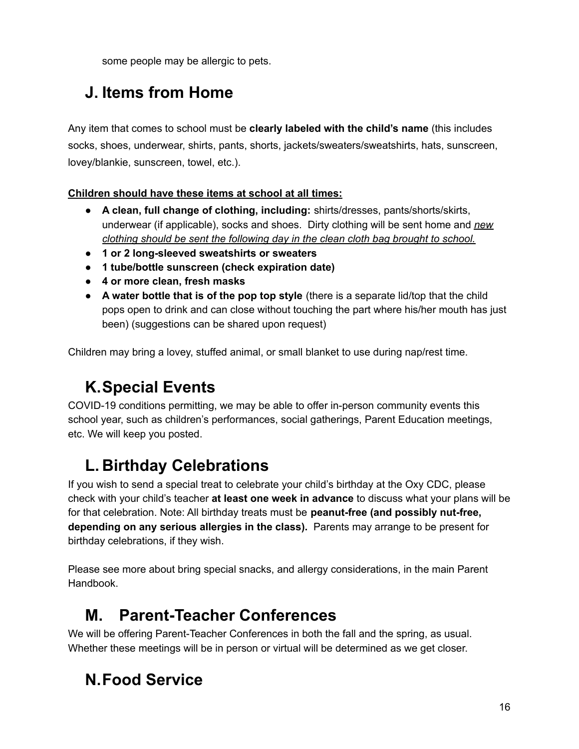some people may be allergic to pets.

## J. Items from Home

Any item that comes to school must be **clearly labeled with the child's name** (this includes socks, shoes, underwear, shirts, pants, shorts, jackets/sweaters/sweatshirts, hats, sunscreen, lovey/blankie, sunscreen, towel, etc.).

<u>**Children should have these items at school at all times:**</u>

- **A clean, full change of clothing, including:** shirts/dresses, pants/shorts/skirts, underwear (if applicable), socks and shoes. Dirty clothing will be sent home and <u>*new clothing should be sent the following day in the clean cloth bag brought to school.*</u>
- **1 or 2 long-sleeved sweatshirts or sweaters**
- **1 tube/bottle sunscreen (check expiration date)**
- **4 or more clean, fresh masks**
- **A water bottle that is of the pop top style** (there is a separate lid/top that the child pops open to drink and can close without touching the part where his/her mouth has just been) (suggestions can be shared upon request)

Children may bring a lovey, stuffed animal, or small blanket to use during nap/rest time.

## K. Special Events

COVID-19 conditions permitting, we may be able to offer in-person community events this school year, such as children's performances, social gatherings, Parent Education meetings, etc. We will keep you posted.

## L. Birthday Celebrations

If you wish to send a special treat to celebrate your child's birthday at the Oxy CDC, please check with your child's teacher **at least one week in advance** to discuss what your plans will be for that celebration. Note: All birthday treats must be **peanut-free (and possibly nut-free, depending on any serious allergies in the class).** Parents may arrange to be present for birthday celebrations, if they wish.

Please see more about bring special snacks, and allergy considerations, in the main Parent Handbook.

## M. Parent-Teacher Conferences

We will be offering Parent-Teacher Conferences in both the fall and the spring, as usual. Whether these meetings will be in person or virtual will be determined as we get closer.

## N. Food Service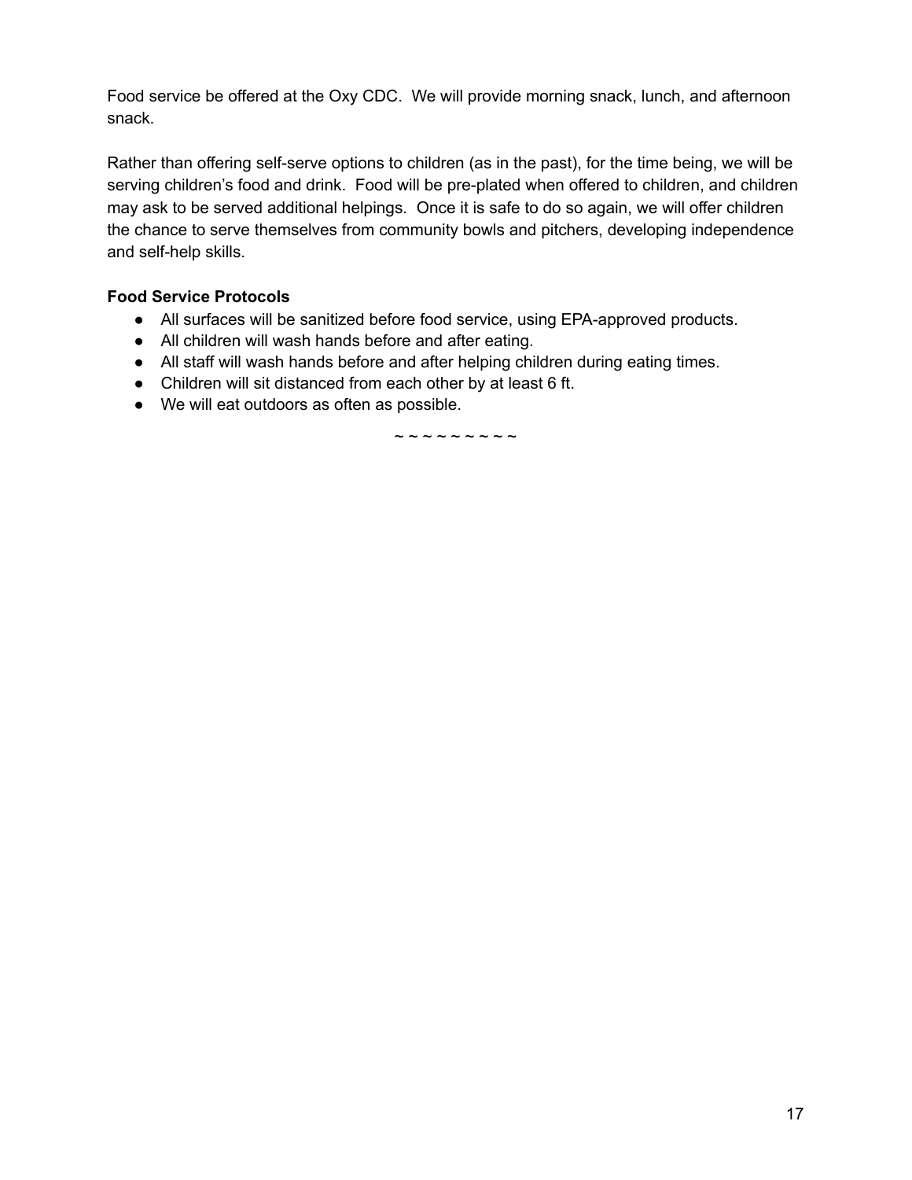Food service be offered at the Oxy CDC.  We will provide morning snack, lunch, and afternoon snack.

Rather than offering self-serve options to children (as in the past), for the time being, we will be serving children's food and drink.  Food will be pre-plated when offered to children, and children may ask to be served additional helpings.  Once it is safe to do so again, we will offer children the chance to serve themselves from community bowls and pitchers, developing independence and self-help skills.

**Food Service Protocols**

- All surfaces will be sanitized before food service, using EPA-approved products.
- All children will wash hands before and after eating.
- All staff will wash hands before and after helping children during eating times.
- Children will sit distanced from each other by at least 6 ft.
- We will eat outdoors as often as possible.

~ ~ ~ ~ ~ ~ ~ ~ ~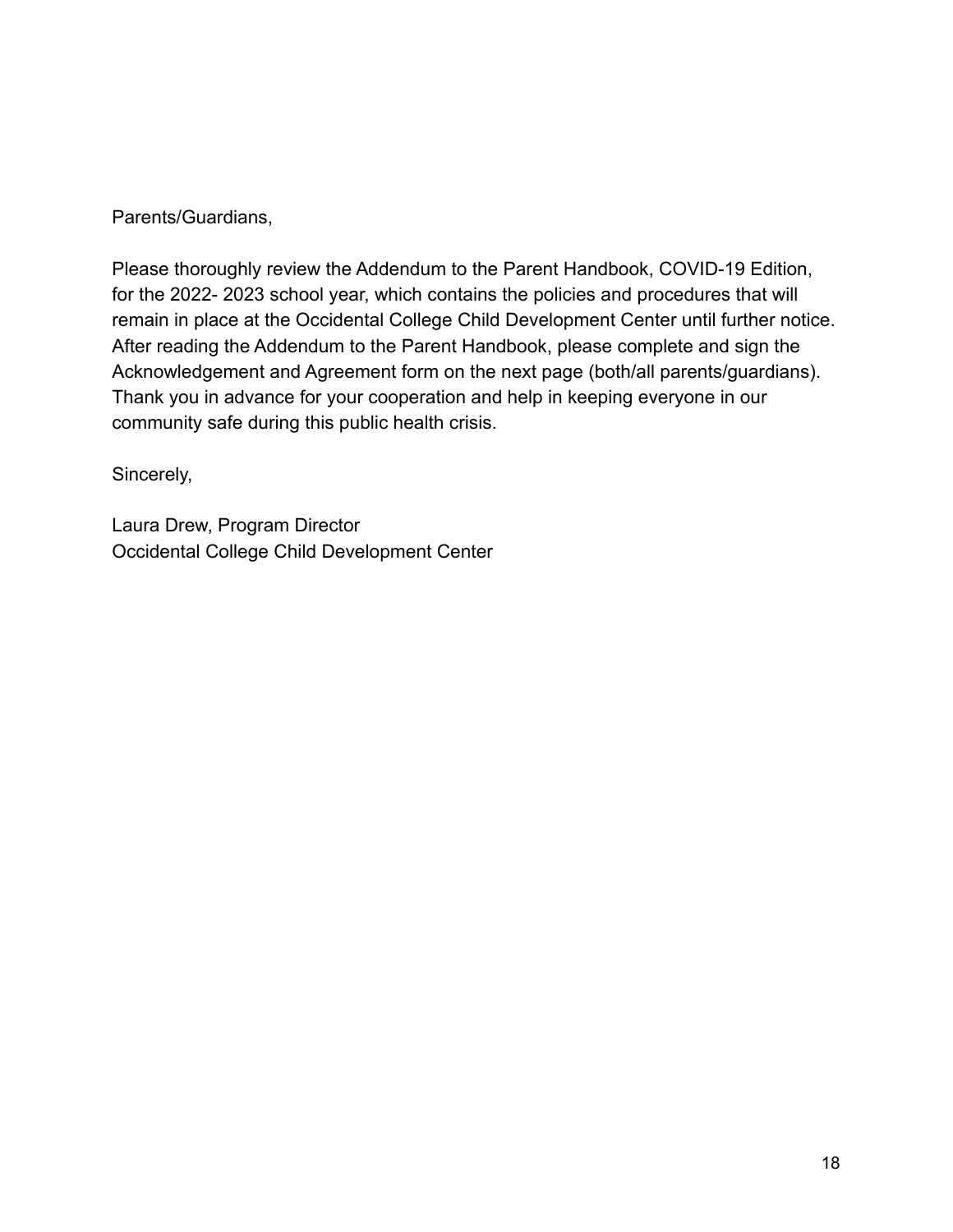Parents/Guardians,

Please thoroughly review the Addendum to the Parent Handbook, COVID-19 Edition, for the 2022- 2023 school year, which contains the policies and procedures that will remain in place at the Occidental College Child Development Center until further notice. After reading the Addendum to the Parent Handbook, please complete and sign the Acknowledgement and Agreement form on the next page (both/all parents/guardians). Thank you in advance for your cooperation and help in keeping everyone in our community safe during this public health crisis.

Sincerely,

Laura Drew, Program Director
Occidental College Child Development Center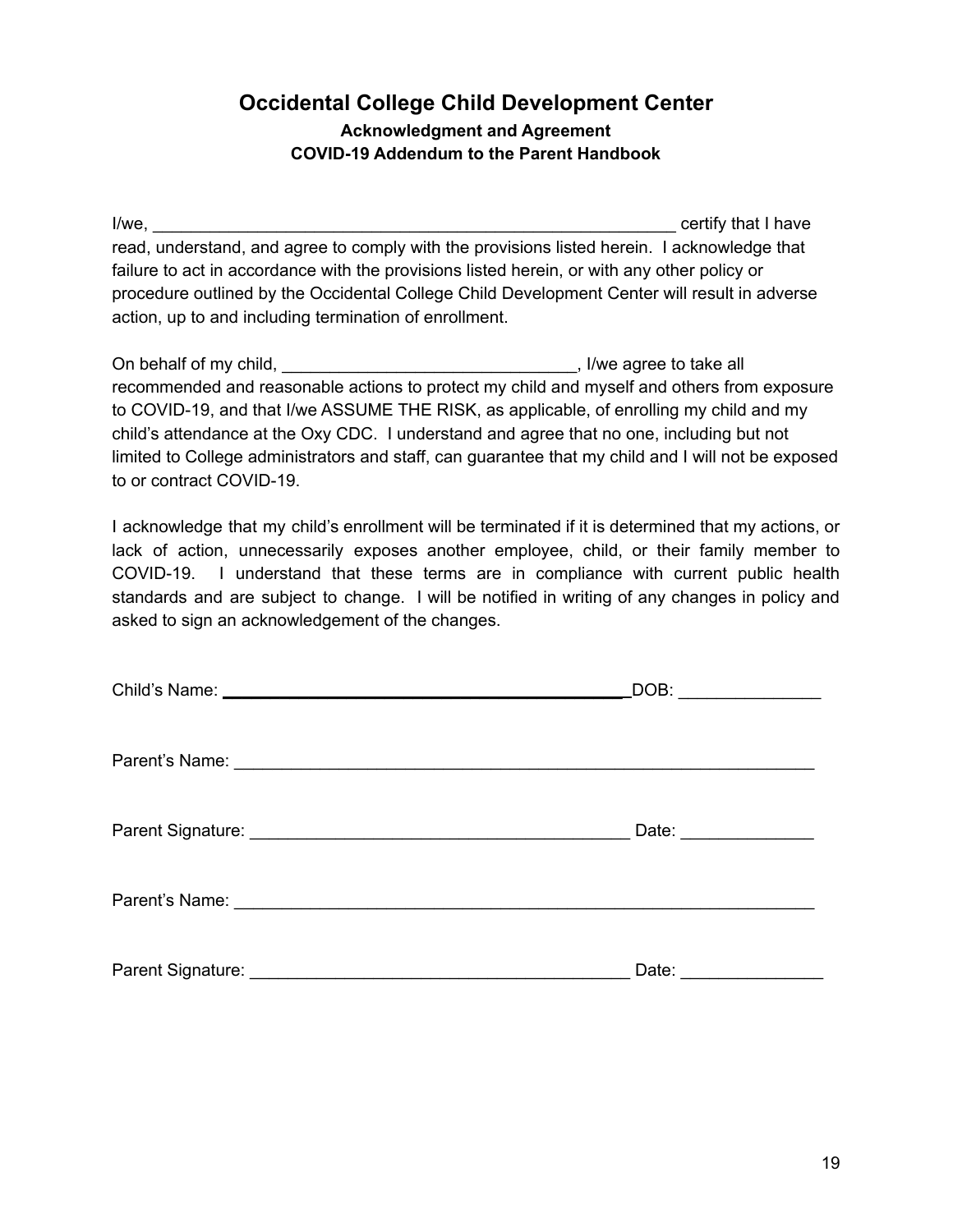# Occidental College Child Development Center

### Acknowledgment and Agreement
### COVID-19 Addendum to the Parent Handbook

I/we, ________________________________________________________ certify that I have read, understand, and agree to comply with the provisions listed herein. I acknowledge that failure to act in accordance with the provisions listed herein, or with any other policy or procedure outlined by the Occidental College Child Development Center will result in adverse action, up to and including termination of enrollment.

On behalf of my child, ______________________________, I/we agree to take all recommended and reasonable actions to protect my child and myself and others from exposure to COVID-19, and that I/we ASSUME THE RISK, as applicable, of enrolling my child and my child's attendance at the Oxy CDC. I understand and agree that no one, including but not limited to College administrators and staff, can guarantee that my child and I will not be exposed to or contract COVID-19.

I acknowledge that my child's enrollment will be terminated if it is determined that my actions, or lack of action, unnecessarily exposes another employee, child, or their family member to COVID-19. I understand that these terms are in compliance with current public health standards and are subject to change. I will be notified in writing of any changes in policy and asked to sign an acknowledgement of the changes.

Child's Name: ____________________________________________ DOB: ______________

Parent's Name: ____________________________________________________________

Parent Signature: _______________________________________ Date: _____________

Parent's Name: ____________________________________________________________

Parent Signature: _______________________________________ Date: ______________